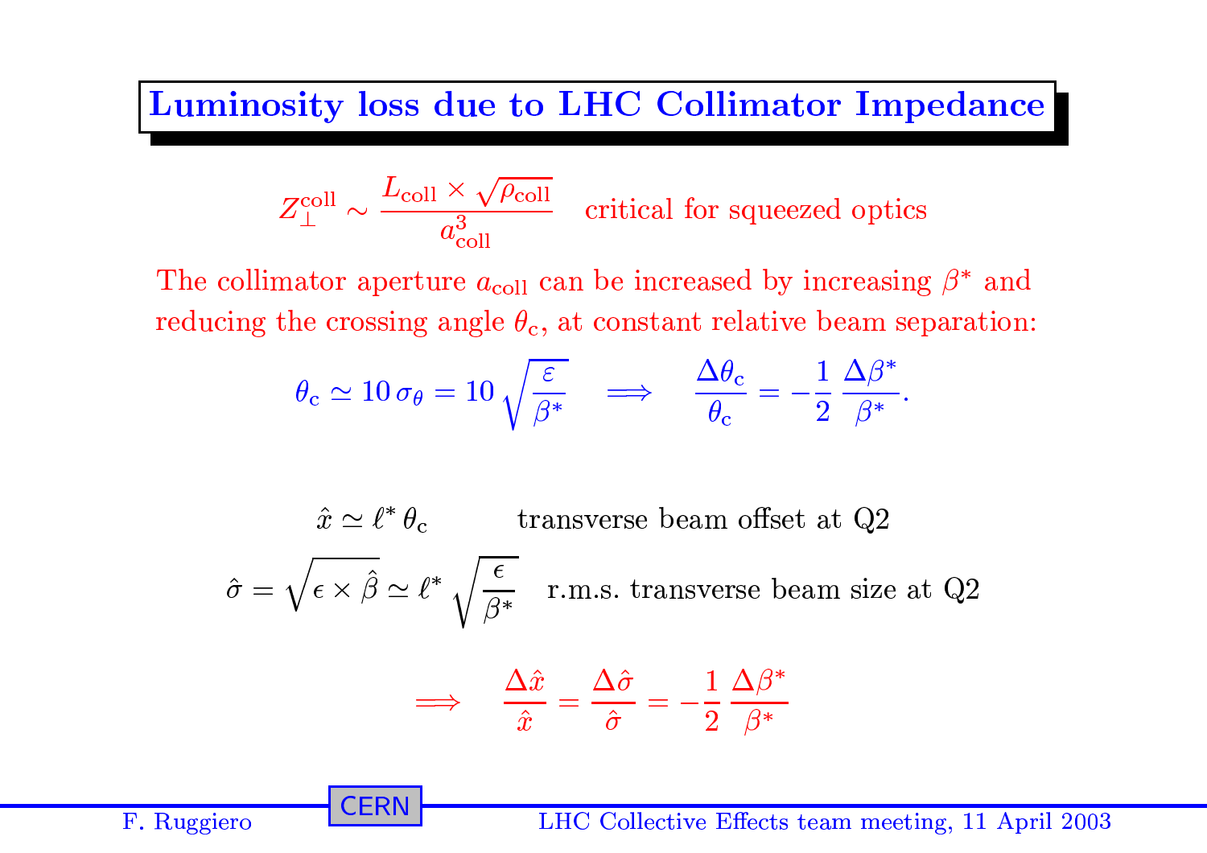# Luminosity loss due to LHC Collimator Impedance

$$Z_\perp^{\text{coll}} \sim \frac{L_{\text{coll}} \times \sqrt{\rho_{\text{coll}}}}{a_{\text{coll}}^3} \quad \text{critical for squeezed optics}$$

The collimator aperture $a_{\text{coll}}$ can be increased by increasing $\beta^*$ and reducing the crossing angle $\theta_{\text{c}}$, at constant relative beam separation:

$$\theta_{\text{c}} \simeq 10\,\sigma_\theta = 10\sqrt{\frac{\varepsilon}{\beta^*}} \quad \Longrightarrow \quad \frac{\Delta\theta_{\text{c}}}{\theta_{\text{c}}} = -\frac{1}{2}\,\frac{\Delta\beta^*}{\beta^*}.$$

$$\hat{x} \simeq \ell^*\,\theta_{\text{c}} \qquad \text{transverse beam offset at Q2}$$

$$\hat{\sigma} = \sqrt{\epsilon \times \hat{\beta}} \simeq \ell^* \sqrt{\frac{\epsilon}{\beta^*}} \quad \text{r.m.s. transverse beam size at Q2}$$

$$\Longrightarrow \quad \frac{\Delta\hat{x}}{\hat{x}} = \frac{\Delta\hat{\sigma}}{\hat{\sigma}} = -\frac{1}{2}\,\frac{\Delta\beta^*}{\beta^*}$$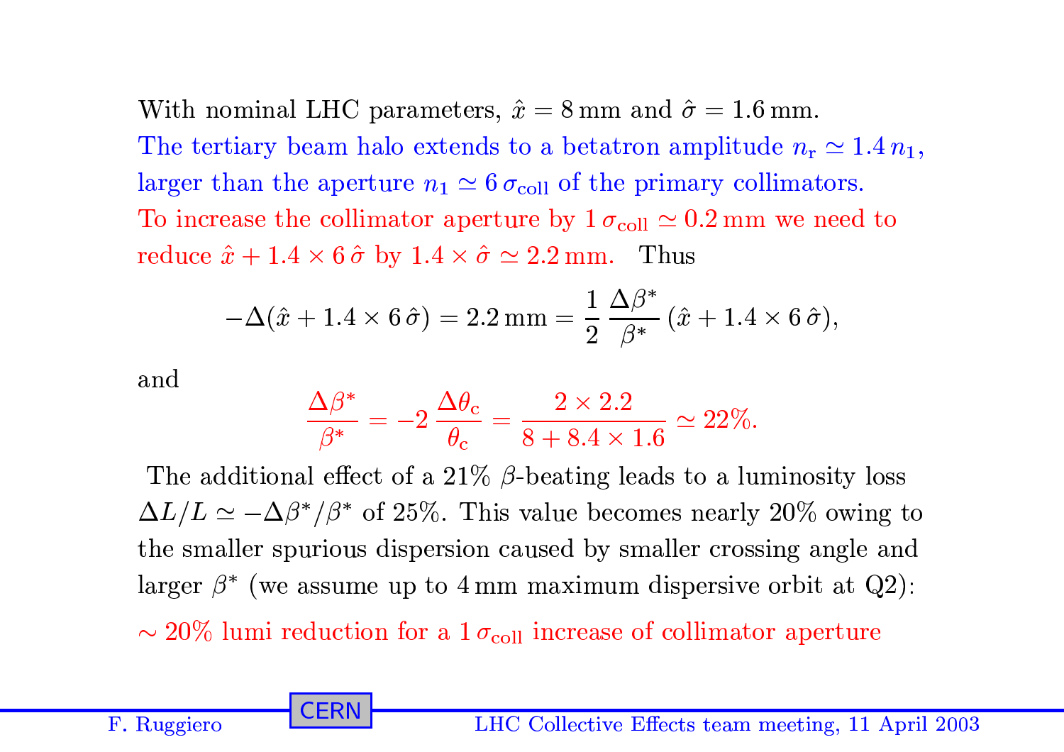With nominal LHC parameters, $\hat{x} = 8\,\mathrm{mm}$ and $\hat{\sigma} = 1.6\,\mathrm{mm}$.
The tertiary beam halo extends to a betatron amplitude $n_\mathrm{r} \simeq 1.4\, n_1$, larger than the aperture $n_1 \simeq 6\,\sigma_\mathrm{coll}$ of the primary collimators.
To increase the collimator aperture by $1\,\sigma_\mathrm{coll} \simeq 0.2\,\mathrm{mm}$ we need to reduce $\hat{x} + 1.4 \times 6\,\hat{\sigma}$ by $1.4 \times \hat{\sigma} \simeq 2.2\,\mathrm{mm}$. Thus

$$-\Delta(\hat{x} + 1.4 \times 6\,\hat{\sigma}) = 2.2\,\mathrm{mm} = \frac{1}{2}\,\frac{\Delta\beta^*}{\beta^*}\,(\hat{x} + 1.4 \times 6\,\hat{\sigma}),$$

and

$$\frac{\Delta\beta^*}{\beta^*} = -2\,\frac{\Delta\theta_\mathrm{c}}{\theta_\mathrm{c}} = \frac{2 \times 2.2}{8 + 8.4 \times 1.6} \simeq 22\%.$$

The additional effect of a 21% $\beta$-beating leads to a luminosity loss $\Delta L/L \simeq -\Delta\beta^*/\beta^*$ of 25%. This value becomes nearly 20% owing to the smaller spurious dispersion caused by smaller crossing angle and larger $\beta^*$ (we assume up to 4 mm maximum dispersive orbit at Q2):

$\sim 20\%$ lumi reduction for a $1\,\sigma_\mathrm{coll}$ increase of collimator aperture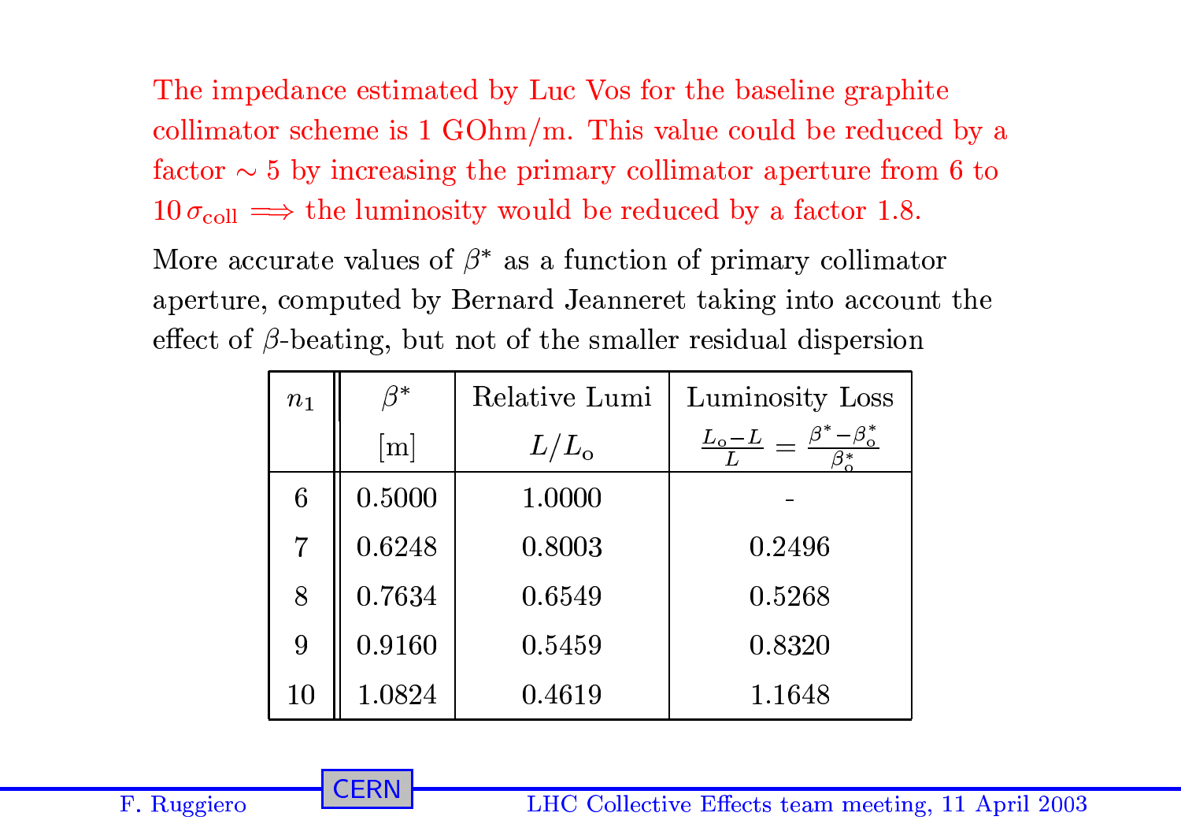The impedance estimated by Luc Vos for the baseline graphite collimator scheme is 1 GOhm/m. This value could be reduced by a factor $\sim 5$ by increasing the primary collimator aperture from 6 to $10\,\sigma_{\rm coll} \Longrightarrow$ the luminosity would be reduced by a factor 1.8.

More accurate values of $\beta^*$ as a function of primary collimator aperture, computed by Bernard Jeanneret taking into account the effect of $\beta$-beating, but not of the smaller residual dispersion

| $n_1$ | $\beta^*$ [m] | Relative Lumi $L/L_{\rm o}$ | Luminosity Loss $\frac{L_{\rm o}-L}{L} = \frac{\beta^*-\beta^*_{\rm o}}{\beta^*_{\rm o}}$ |
|---|---|---|---|
| 6 | 0.5000 | 1.0000 | - |
| 7 | 0.6248 | 0.8003 | 0.2496 |
| 8 | 0.7634 | 0.6549 | 0.5268 |
| 9 | 0.9160 | 0.5459 | 0.8320 |
| 10 | 1.0824 | 0.4619 | 1.1648 |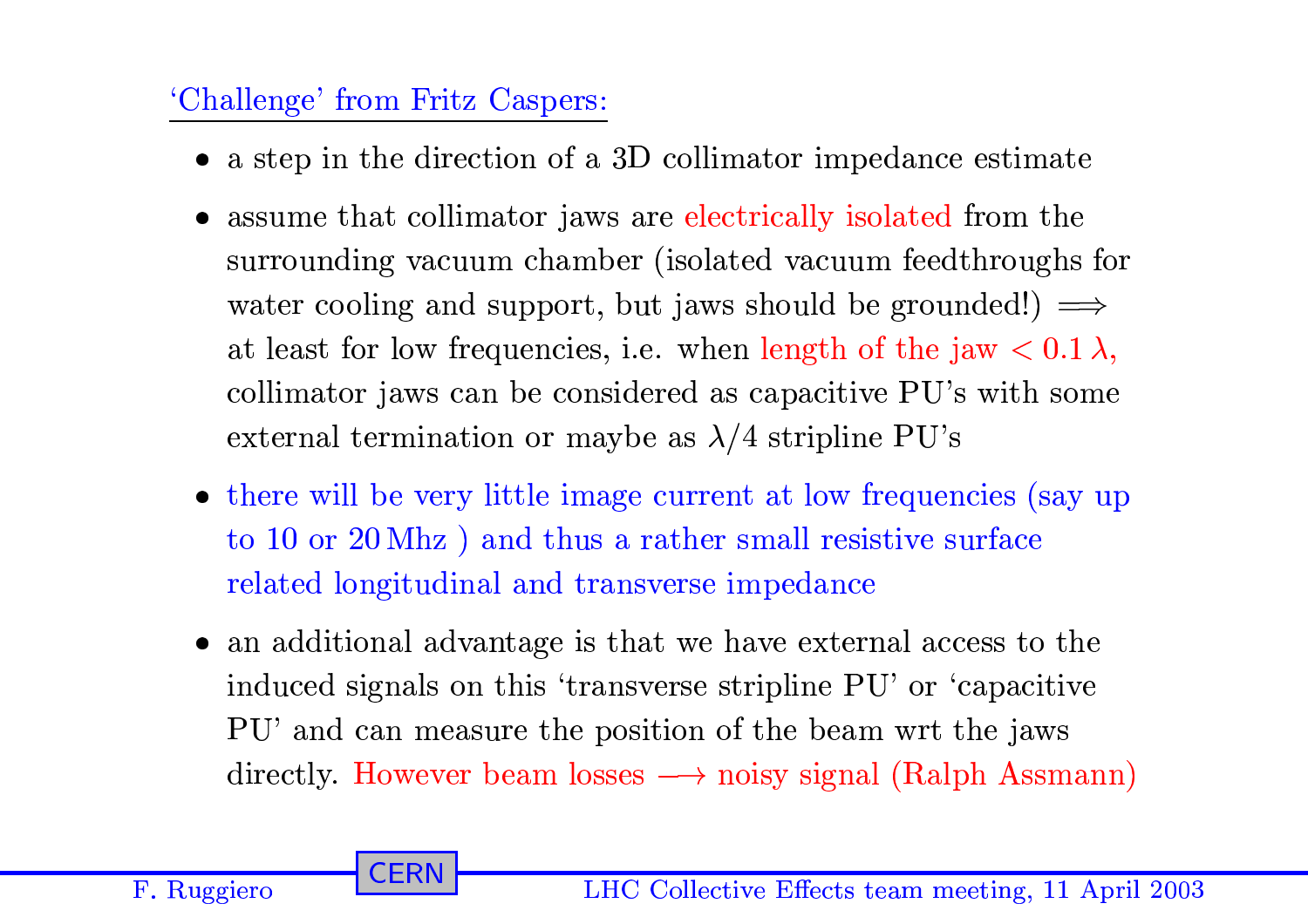## 'Challenge' from Fritz Caspers:

- a step in the direction of a 3D collimator impedance estimate
- assume that collimator jaws are electrically isolated from the surrounding vacuum chamber (isolated vacuum feedthroughs for water cooling and support, but jaws should be grounded!) $\Longrightarrow$ at least for low frequencies, i.e. when length of the jaw $< 0.1\,\lambda$, collimator jaws can be considered as capacitive PU's with some external termination or maybe as $\lambda/4$ stripline PU's
- there will be very little image current at low frequencies (say up to 10 or 20 Mhz ) and thus a rather small resistive surface related longitudinal and transverse impedance
- an additional advantage is that we have external access to the induced signals on this 'transverse stripline PU' or 'capacitive PU' and can measure the position of the beam wrt the jaws directly. However beam losses $\longrightarrow$ noisy signal (Ralph Assmann)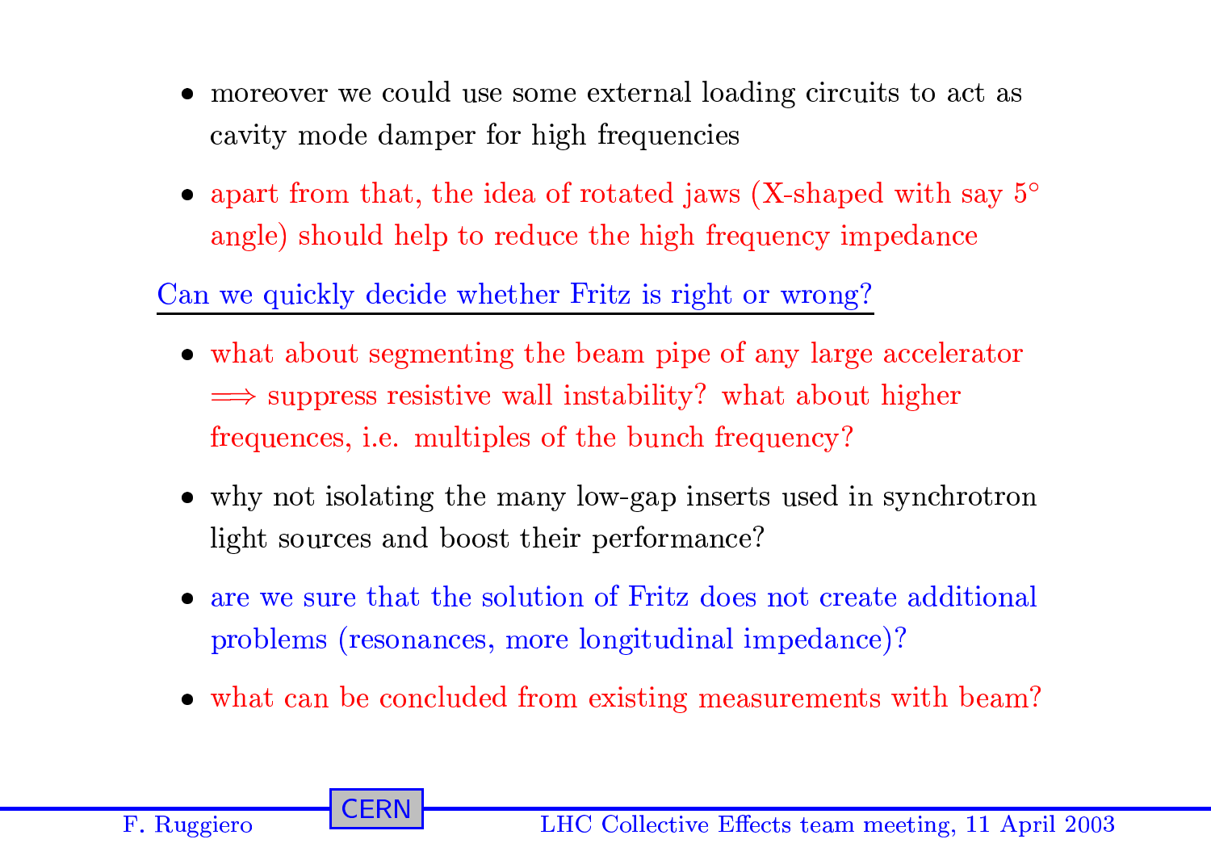- moreover we could use some external loading circuits to act as cavity mode damper for high frequencies
- apart from that, the idea of rotated jaws (X-shaped with say $5^\circ$ angle) should help to reduce the high frequency impedance

Can we quickly decide whether Fritz is right or wrong?

- what about segmenting the beam pipe of any large accelerator $\Longrightarrow$ suppress resistive wall instability? what about higher frequences, i.e. multiples of the bunch frequency?
- why not isolating the many low-gap inserts used in synchrotron light sources and boost their performance?
- are we sure that the solution of Fritz does not create additional problems (resonances, more longitudinal impedance)?
- what can be concluded from existing measurements with beam?